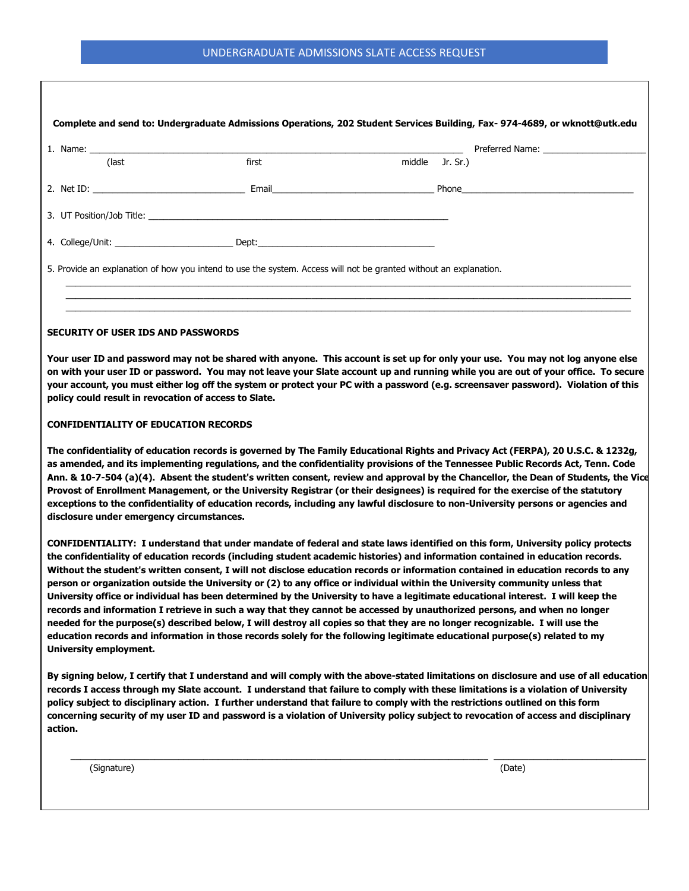# UNDERGRADUATE ADMISSIONS SLATE ACCESS REQUEST

**Complete and send to: Undergraduate Admissions Operations, 202 Student Services Building, Fax- 974-4689, or wknott@utk.edu**

1. Name: ______________________________________________________________________ Preferred Name: ____________________
   (last                first                middle    Jr. Sr.)

2. Net ID: ______________________________ Email________________________________ Phone__________________________________

3. UT Position/Job Title: ____________________________________________________________

4. College/Unit: ________________________ Dept:____________________________________

5. Provide an explanation of how you intend to use the system. Access will not be granted without an explanation.

_____________________________________________________________________________________________________________
_____________________________________________________________________________________________________________
_____________________________________________________________________________________________________________

**SECURITY OF USER IDS AND PASSWORDS**

**Your user ID and password may not be shared with anyone. This account is set up for only your use. You may not log anyone else on with your user ID or password. You may not leave your Slate account up and running while you are out of your office. To secure your account, you must either log off the system or protect your PC with a password (e.g. screensaver password). Violation of this policy could result in revocation of access to Slate.**

**CONFIDENTIALITY OF EDUCATION RECORDS**

**The confidentiality of education records is governed by The Family Educational Rights and Privacy Act (FERPA), 20 U.S.C. & 1232g, as amended, and its implementing regulations, and the confidentiality provisions of the Tennessee Public Records Act, Tenn. Code Ann. & 10-7-504 (a)(4). Absent the student's written consent, review and approval by the Chancellor, the Dean of Students, the Vice Provost of Enrollment Management, or the University Registrar (or their designees) is required for the exercise of the statutory exceptions to the confidentiality of education records, including any lawful disclosure to non-University persons or agencies and disclosure under emergency circumstances.**

**CONFIDENTIALITY: I understand that under mandate of federal and state laws identified on this form, University policy protects the confidentiality of education records (including student academic histories) and information contained in education records. Without the student's written consent, I will not disclose education records or information contained in education records to any person or organization outside the University or (2) to any office or individual within the University community unless that University office or individual has been determined by the University to have a legitimate educational interest. I will keep the records and information I retrieve in such a way that they cannot be accessed by unauthorized persons, and when no longer needed for the purpose(s) described below, I will destroy all copies so that they are no longer recognizable. I will use the education records and information in those records solely for the following legitimate educational purpose(s) related to my University employment.**

**By signing below, I certify that I understand and will comply with the above-stated limitations on disclosure and use of all education records I access through my Slate account. I understand that failure to comply with these limitations is a violation of University policy subject to disciplinary action. I further understand that failure to comply with the restrictions outlined on this form concerning security of my user ID and password is a violation of University policy subject to revocation of access and disciplinary action.**

________________________________________________________________________________ ____________________________
(Signature)                                                                                                                        (Date)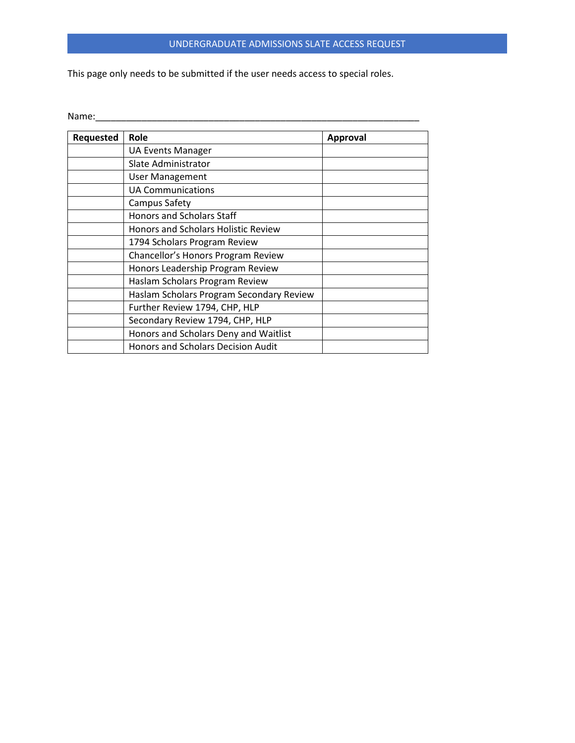## UNDERGRADUATE ADMISSIONS SLATE ACCESS REQUEST

This page only needs to be submitted if the user needs access to special roles.

Name:_______________________________________________________________

| Requested | Role | Approval |
|---|---|---|
| | UA Events Manager | |
| | Slate Administrator | |
| | User Management | |
| | UA Communications | |
| | Campus Safety | |
| | Honors and Scholars Staff | |
| | Honors and Scholars Holistic Review | |
| | 1794 Scholars Program Review | |
| | Chancellor's Honors Program Review | |
| | Honors Leadership Program Review | |
| | Haslam Scholars Program Review | |
| | Haslam Scholars Program Secondary Review | |
| | Further Review 1794, CHP, HLP | |
| | Secondary Review 1794, CHP, HLP | |
| | Honors and Scholars Deny and Waitlist | |
| | Honors and Scholars Decision Audit | |